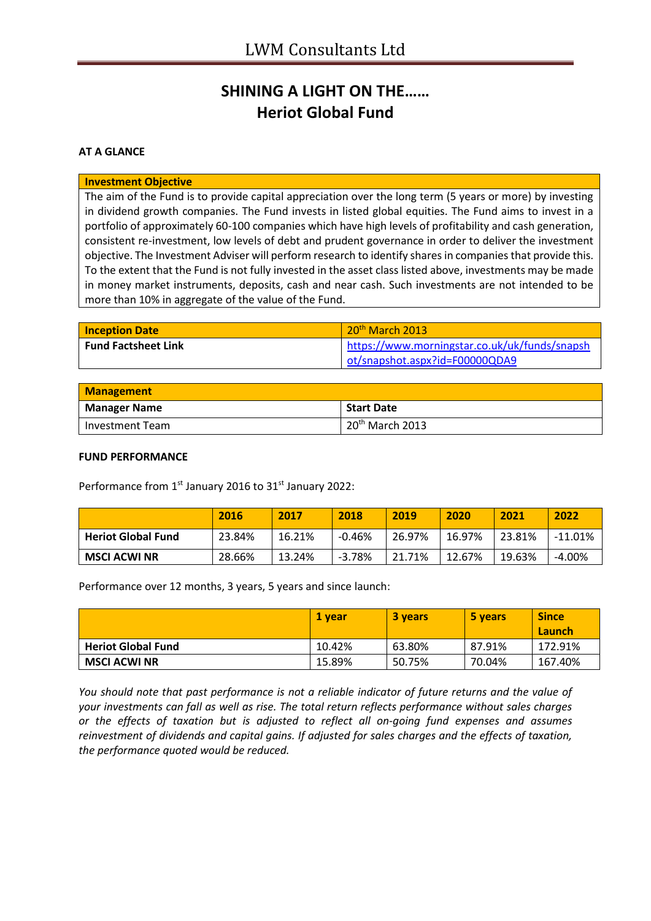# LWM Consultants Ltd

## SHINING A LIGHT ON THE……
## Heriot Global Fund

### AT A GLANCE

| Investment Objective |
| --- |
| The aim of the Fund is to provide capital appreciation over the long term (5 years or more) by investing in dividend growth companies. The Fund invests in listed global equities. The Fund aims to invest in a portfolio of approximately 60-100 companies which have high levels of profitability and cash generation, consistent re-investment, low levels of debt and prudent governance in order to deliver the investment objective. The Investment Adviser will perform research to identify shares in companies that provide this. To the extent that the Fund is not fully invested in the asset class listed above, investments may be made in money market instruments, deposits, cash and near cash. Such investments are not intended to be more than 10% in aggregate of the value of the Fund. |

| Inception Date | 20th March 2013 |
| --- | --- |
| Fund Factsheet Link | https://www.morningstar.co.uk/uk/funds/snapshot/snapshot.aspx?id=F00000QDA9 |

| Management | |
| --- | --- |
| **Manager Name** | **Start Date** |
| Investment Team | 20th March 2013 |

### FUND PERFORMANCE

Performance from 1st January 2016 to 31st January 2022:

| | 2016 | 2017 | 2018 | 2019 | 2020 | 2021 | 2022 |
| --- | --- | --- | --- | --- | --- | --- | --- |
| **Heriot Global Fund** | 23.84% | 16.21% | -0.46% | 26.97% | 16.97% | 23.81% | -11.01% |
| **MSCI ACWI NR** | 28.66% | 13.24% | -3.78% | 21.71% | 12.67% | 19.63% | -4.00% |

Performance over 12 months, 3 years, 5 years and since launch:

| | 1 year | 3 years | 5 years | Since Launch |
| --- | --- | --- | --- | --- |
| **Heriot Global Fund** | 10.42% | 63.80% | 87.91% | 172.91% |
| **MSCI ACWI NR** | 15.89% | 50.75% | 70.04% | 167.40% |

*You should note that past performance is not a reliable indicator of future returns and the value of your investments can fall as well as rise. The total return reflects performance without sales charges or the effects of taxation but is adjusted to reflect all on-going fund expenses and assumes reinvestment of dividends and capital gains. If adjusted for sales charges and the effects of taxation, the performance quoted would be reduced.*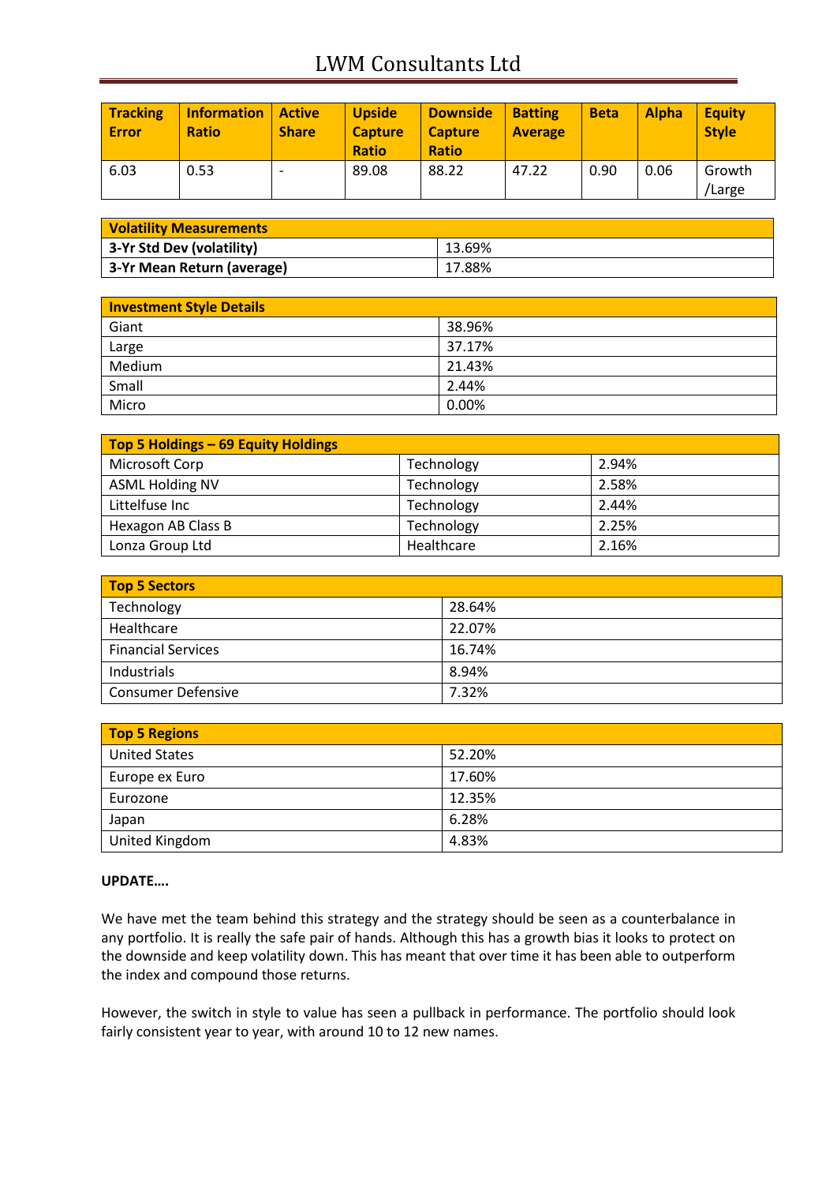| Tracking Error | Information Ratio | Active Share | Upside Capture Ratio | Downside Capture Ratio | Batting Average | Beta | Alpha | Equity Style |
|---|---|---|---|---|---|---|---|---|
| 6.03 | 0.53 | - | 89.08 | 88.22 | 47.22 | 0.90 | 0.06 | Growth /Large |

| Volatility Measurements | |
|---|---|
| **3-Yr Std Dev (volatility)** | 13.69% |
| **3-Yr Mean Return (average)** | 17.88% |

| Investment Style Details | |
|---|---|
| Giant | 38.96% |
| Large | 37.17% |
| Medium | 21.43% |
| Small | 2.44% |
| Micro | 0.00% |

| Top 5 Holdings – 69 Equity Holdings | | |
|---|---|---|
| Microsoft Corp | Technology | 2.94% |
| ASML Holding NV | Technology | 2.58% |
| Littelfuse Inc | Technology | 2.44% |
| Hexagon AB Class B | Technology | 2.25% |
| Lonza Group Ltd | Healthcare | 2.16% |

| Top 5 Sectors | |
|---|---|
| Technology | 28.64% |
| Healthcare | 22.07% |
| Financial Services | 16.74% |
| Industrials | 8.94% |
| Consumer Defensive | 7.32% |

| Top 5 Regions | |
|---|---|
| United States | 52.20% |
| Europe ex Euro | 17.60% |
| Eurozone | 12.35% |
| Japan | 6.28% |
| United Kingdom | 4.83% |

**UPDATE….**

We have met the team behind this strategy and the strategy should be seen as a counterbalance in any portfolio. It is really the safe pair of hands. Although this has a growth bias it looks to protect on the downside and keep volatility down. This has meant that over time it has been able to outperform the index and compound those returns.

However, the switch in style to value has seen a pullback in performance. The portfolio should look fairly consistent year to year, with around 10 to 12 new names.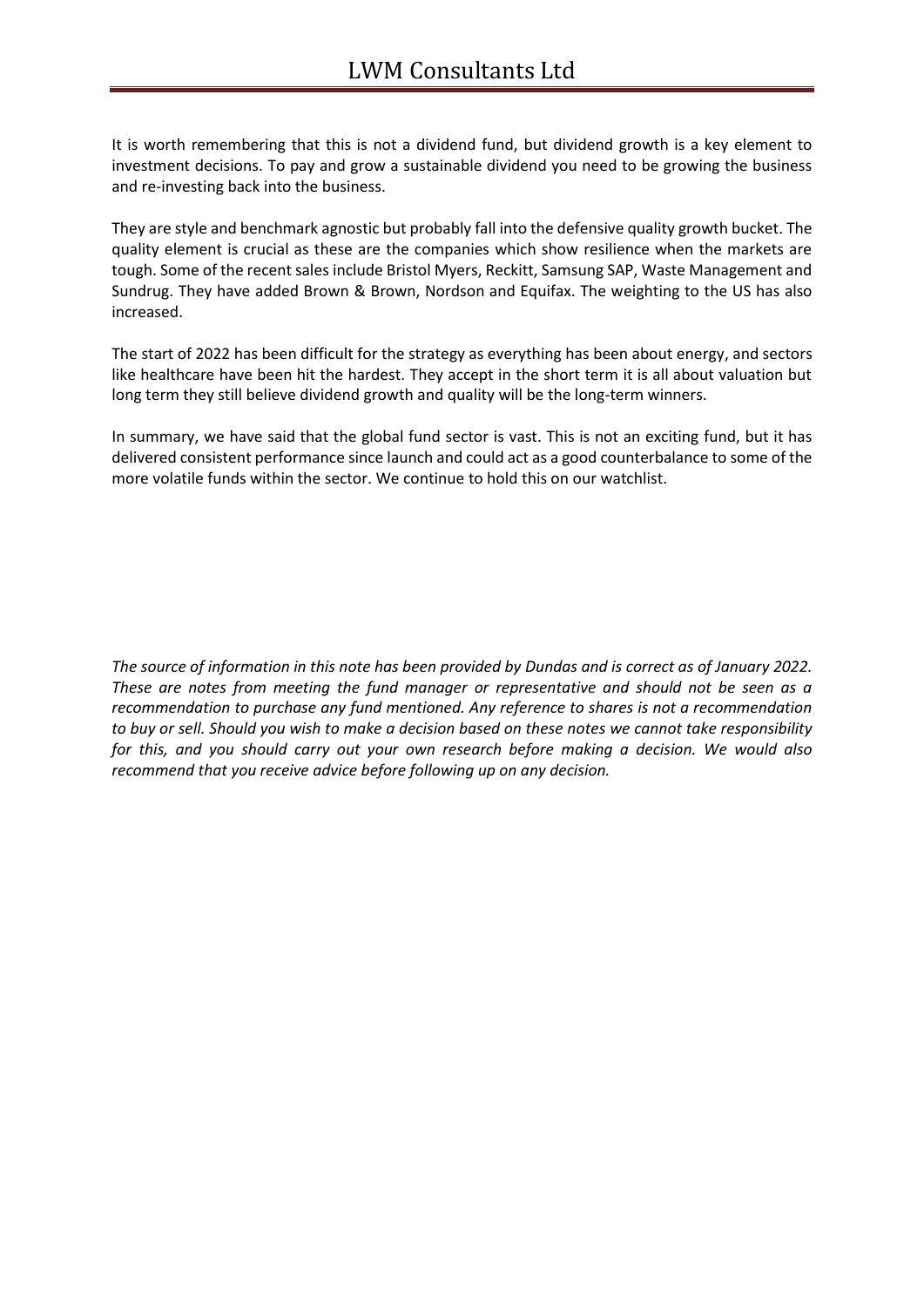It is worth remembering that this is not a dividend fund, but dividend growth is a key element to investment decisions. To pay and grow a sustainable dividend you need to be growing the business and re-investing back into the business.

They are style and benchmark agnostic but probably fall into the defensive quality growth bucket. The quality element is crucial as these are the companies which show resilience when the markets are tough. Some of the recent sales include Bristol Myers, Reckitt, Samsung SAP, Waste Management and Sundrug. They have added Brown & Brown, Nordson and Equifax. The weighting to the US has also increased.

The start of 2022 has been difficult for the strategy as everything has been about energy, and sectors like healthcare have been hit the hardest. They accept in the short term it is all about valuation but long term they still believe dividend growth and quality will be the long-term winners.

In summary, we have said that the global fund sector is vast. This is not an exciting fund, but it has delivered consistent performance since launch and could act as a good counterbalance to some of the more volatile funds within the sector. We continue to hold this on our watchlist.

*The source of information in this note has been provided by Dundas and is correct as of January 2022. These are notes from meeting the fund manager or representative and should not be seen as a recommendation to purchase any fund mentioned. Any reference to shares is not a recommendation to buy or sell. Should you wish to make a decision based on these notes we cannot take responsibility for this, and you should carry out your own research before making a decision. We would also recommend that you receive advice before following up on any decision.*